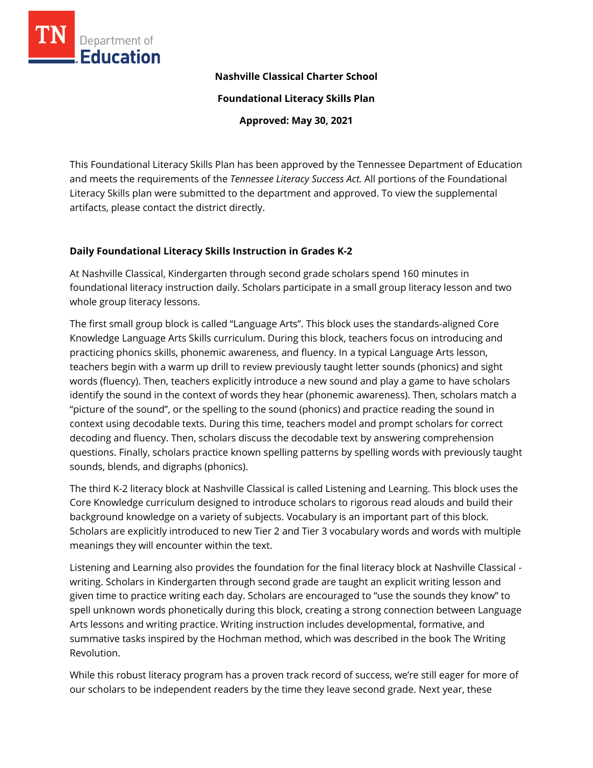**Nashville Classical Charter School**

**Foundational Literacy Skills Plan**

**Approved: May 30, 2021**

This Foundational Literacy Skills Plan has been approved by the Tennessee Department of Education and meets the requirements of the *Tennessee Literacy Success Act.* All portions of the Foundational Literacy Skills plan were submitted to the department and approved. To view the supplemental artifacts, please contact the district directly.

## Daily Foundational Literacy Skills Instruction in Grades K-2

At Nashville Classical, Kindergarten through second grade scholars spend 160 minutes in foundational literacy instruction daily. Scholars participate in a small group literacy lesson and two whole group literacy lessons.

The first small group block is called "Language Arts". This block uses the standards-aligned Core Knowledge Language Arts Skills curriculum. During this block, teachers focus on introducing and practicing phonics skills, phonemic awareness, and fluency. In a typical Language Arts lesson, teachers begin with a warm up drill to review previously taught letter sounds (phonics) and sight words (fluency). Then, teachers explicitly introduce a new sound and play a game to have scholars identify the sound in the context of words they hear (phonemic awareness). Then, scholars match a "picture of the sound", or the spelling to the sound (phonics) and practice reading the sound in context using decodable texts. During this time, teachers model and prompt scholars for correct decoding and fluency. Then, scholars discuss the decodable text by answering comprehension questions. Finally, scholars practice known spelling patterns by spelling words with previously taught sounds, blends, and digraphs (phonics).

The third K-2 literacy block at Nashville Classical is called Listening and Learning. This block uses the Core Knowledge curriculum designed to introduce scholars to rigorous read alouds and build their background knowledge on a variety of subjects. Vocabulary is an important part of this block. Scholars are explicitly introduced to new Tier 2 and Tier 3 vocabulary words and words with multiple meanings they will encounter within the text.

Listening and Learning also provides the foundation for the final literacy block at Nashville Classical - writing. Scholars in Kindergarten through second grade are taught an explicit writing lesson and given time to practice writing each day. Scholars are encouraged to "use the sounds they know" to spell unknown words phonetically during this block, creating a strong connection between Language Arts lessons and writing practice. Writing instruction includes developmental, formative, and summative tasks inspired by the Hochman method, which was described in the book The Writing Revolution.

While this robust literacy program has a proven track record of success, we're still eager for more of our scholars to be independent readers by the time they leave second grade. Next year, these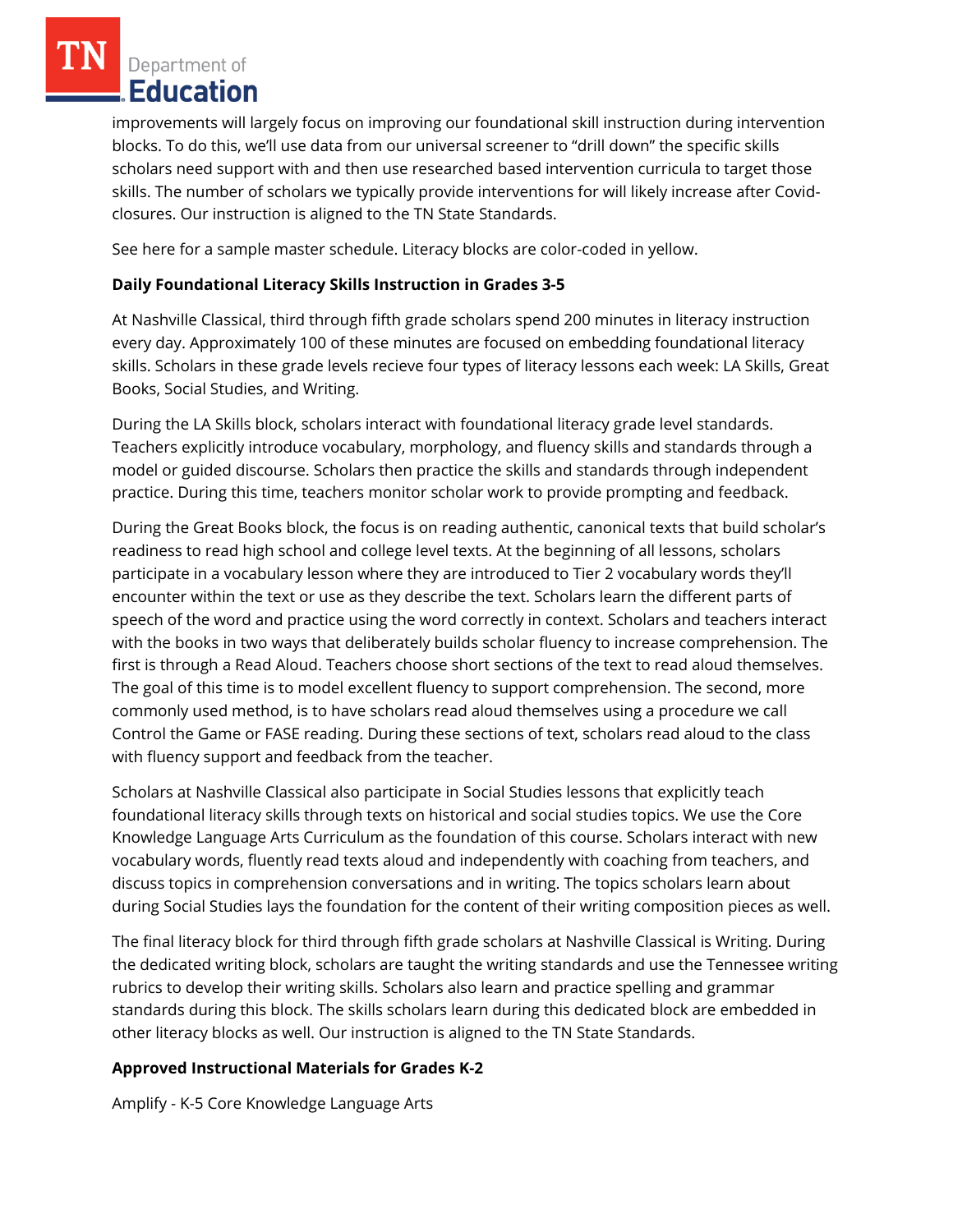improvements will largely focus on improving our foundational skill instruction during intervention blocks. To do this, we'll use data from our universal screener to "drill down" the specific skills scholars need support with and then use researched based intervention curricula to target those skills. The number of scholars we typically provide interventions for will likely increase after Covid-closures. Our instruction is aligned to the TN State Standards.

See here for a sample master schedule. Literacy blocks are color-coded in yellow.

**Daily Foundational Literacy Skills Instruction in Grades 3-5**

At Nashville Classical, third through fifth grade scholars spend 200 minutes in literacy instruction every day. Approximately 100 of these minutes are focused on embedding foundational literacy skills. Scholars in these grade levels recieve four types of literacy lessons each week: LA Skills, Great Books, Social Studies, and Writing.

During the LA Skills block, scholars interact with foundational literacy grade level standards. Teachers explicitly introduce vocabulary, morphology, and fluency skills and standards through a model or guided discourse. Scholars then practice the skills and standards through independent practice. During this time, teachers monitor scholar work to provide prompting and feedback.

During the Great Books block, the focus is on reading authentic, canonical texts that build scholar's readiness to read high school and college level texts. At the beginning of all lessons, scholars participate in a vocabulary lesson where they are introduced to Tier 2 vocabulary words they'll encounter within the text or use as they describe the text. Scholars learn the different parts of speech of the word and practice using the word correctly in context. Scholars and teachers interact with the books in two ways that deliberately builds scholar fluency to increase comprehension. The first is through a Read Aloud. Teachers choose short sections of the text to read aloud themselves. The goal of this time is to model excellent fluency to support comprehension. The second, more commonly used method, is to have scholars read aloud themselves using a procedure we call Control the Game or FASE reading. During these sections of text, scholars read aloud to the class with fluency support and feedback from the teacher.

Scholars at Nashville Classical also participate in Social Studies lessons that explicitly teach foundational literacy skills through texts on historical and social studies topics. We use the Core Knowledge Language Arts Curriculum as the foundation of this course. Scholars interact with new vocabulary words, fluently read texts aloud and independently with coaching from teachers, and discuss topics in comprehension conversations and in writing. The topics scholars learn about during Social Studies lays the foundation for the content of their writing composition pieces as well.

The final literacy block for third through fifth grade scholars at Nashville Classical is Writing. During the dedicated writing block, scholars are taught the writing standards and use the Tennessee writing rubrics to develop their writing skills. Scholars also learn and practice spelling and grammar standards during this block. The skills scholars learn during this dedicated block are embedded in other literacy blocks as well. Our instruction is aligned to the TN State Standards.

**Approved Instructional Materials for Grades K-2**

Amplify - K-5 Core Knowledge Language Arts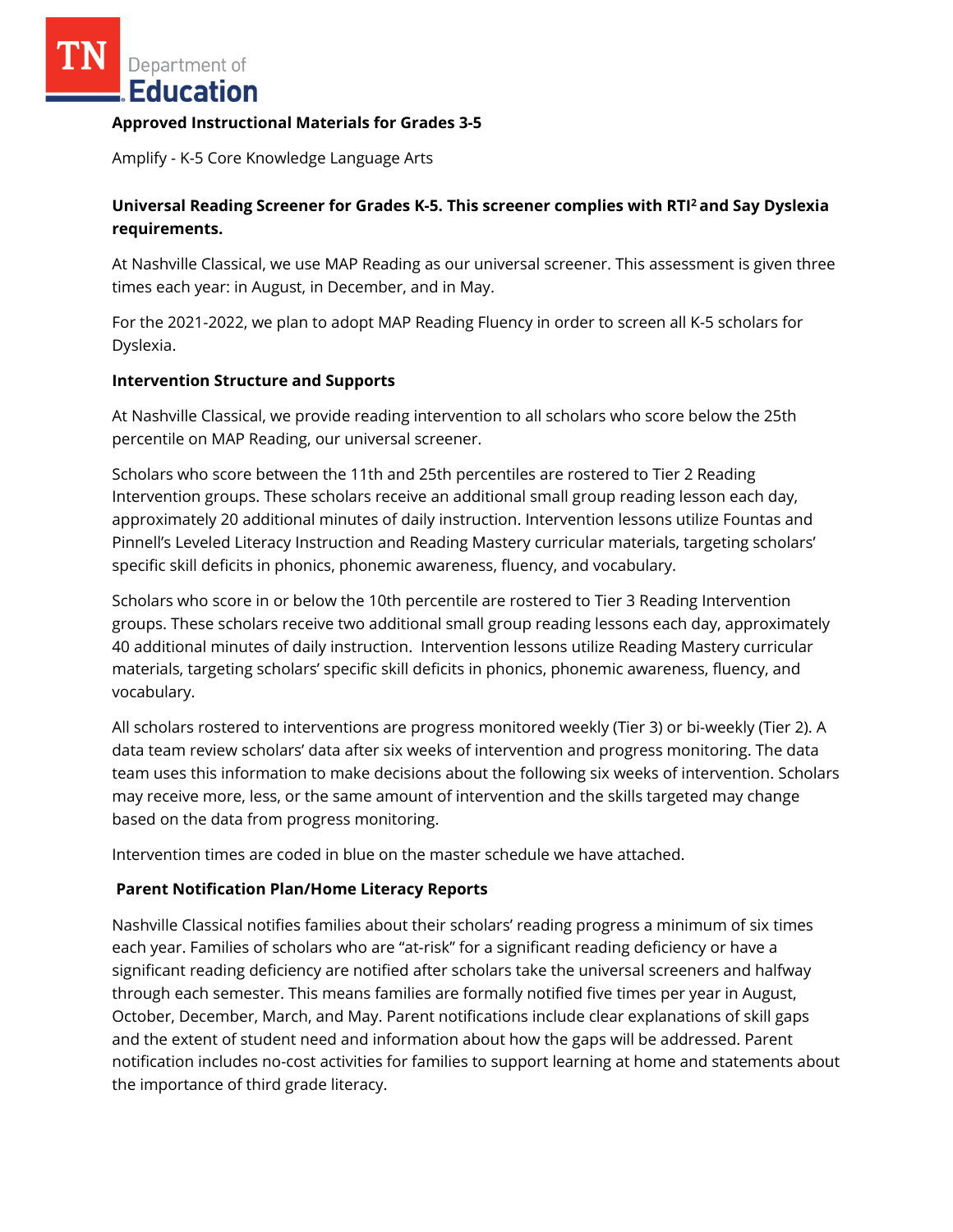**Approved Instructional Materials for Grades 3-5**

Amplify - K-5 Core Knowledge Language Arts

**Universal Reading Screener for Grades K-5. This screener complies with RTI² and Say Dyslexia requirements.**

At Nashville Classical, we use MAP Reading as our universal screener. This assessment is given three times each year: in August, in December, and in May.

For the 2021-2022, we plan to adopt MAP Reading Fluency in order to screen all K-5 scholars for Dyslexia.

**Intervention Structure and Supports**

At Nashville Classical, we provide reading intervention to all scholars who score below the 25th percentile on MAP Reading, our universal screener.

Scholars who score between the 11th and 25th percentiles are rostered to Tier 2 Reading Intervention groups. These scholars receive an additional small group reading lesson each day, approximately 20 additional minutes of daily instruction. Intervention lessons utilize Fountas and Pinnell's Leveled Literacy Instruction and Reading Mastery curricular materials, targeting scholars' specific skill deficits in phonics, phonemic awareness, fluency, and vocabulary.

Scholars who score in or below the 10th percentile are rostered to Tier 3 Reading Intervention groups. These scholars receive two additional small group reading lessons each day, approximately 40 additional minutes of daily instruction. Intervention lessons utilize Reading Mastery curricular materials, targeting scholars' specific skill deficits in phonics, phonemic awareness, fluency, and vocabulary.

All scholars rostered to interventions are progress monitored weekly (Tier 3) or bi-weekly (Tier 2). A data team review scholars' data after six weeks of intervention and progress monitoring. The data team uses this information to make decisions about the following six weeks of intervention. Scholars may receive more, less, or the same amount of intervention and the skills targeted may change based on the data from progress monitoring.

Intervention times are coded in blue on the master schedule we have attached.

**Parent Notification Plan/Home Literacy Reports**

Nashville Classical notifies families about their scholars' reading progress a minimum of six times each year. Families of scholars who are "at-risk" for a significant reading deficiency or have a significant reading deficiency are notified after scholars take the universal screeners and halfway through each semester. This means families are formally notified five times per year in August, October, December, March, and May. Parent notifications include clear explanations of skill gaps and the extent of student need and information about how the gaps will be addressed. Parent notification includes no-cost activities for families to support learning at home and statements about the importance of third grade literacy.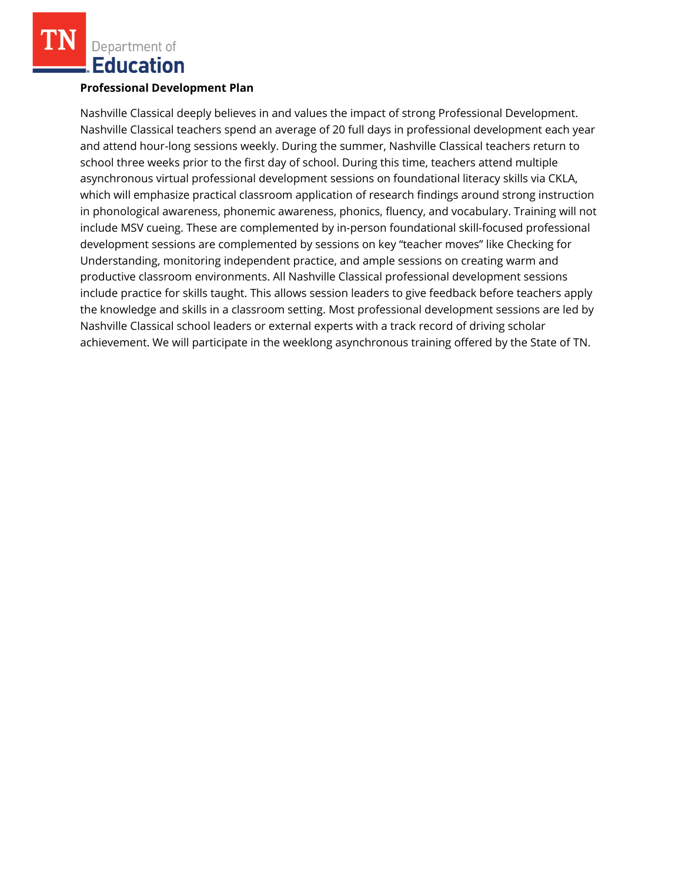**Professional Development Plan**

Nashville Classical deeply believes in and values the impact of strong Professional Development. Nashville Classical teachers spend an average of 20 full days in professional development each year and attend hour-long sessions weekly. During the summer, Nashville Classical teachers return to school three weeks prior to the first day of school. During this time, teachers attend multiple asynchronous virtual professional development sessions on foundational literacy skills via CKLA, which will emphasize practical classroom application of research findings around strong instruction in phonological awareness, phonemic awareness, phonics, fluency, and vocabulary. Training will not include MSV cueing. These are complemented by in-person foundational skill-focused professional development sessions are complemented by sessions on key "teacher moves" like Checking for Understanding, monitoring independent practice, and ample sessions on creating warm and productive classroom environments. All Nashville Classical professional development sessions include practice for skills taught. This allows session leaders to give feedback before teachers apply the knowledge and skills in a classroom setting. Most professional development sessions are led by Nashville Classical school leaders or external experts with a track record of driving scholar achievement. We will participate in the weeklong asynchronous training offered by the State of TN.